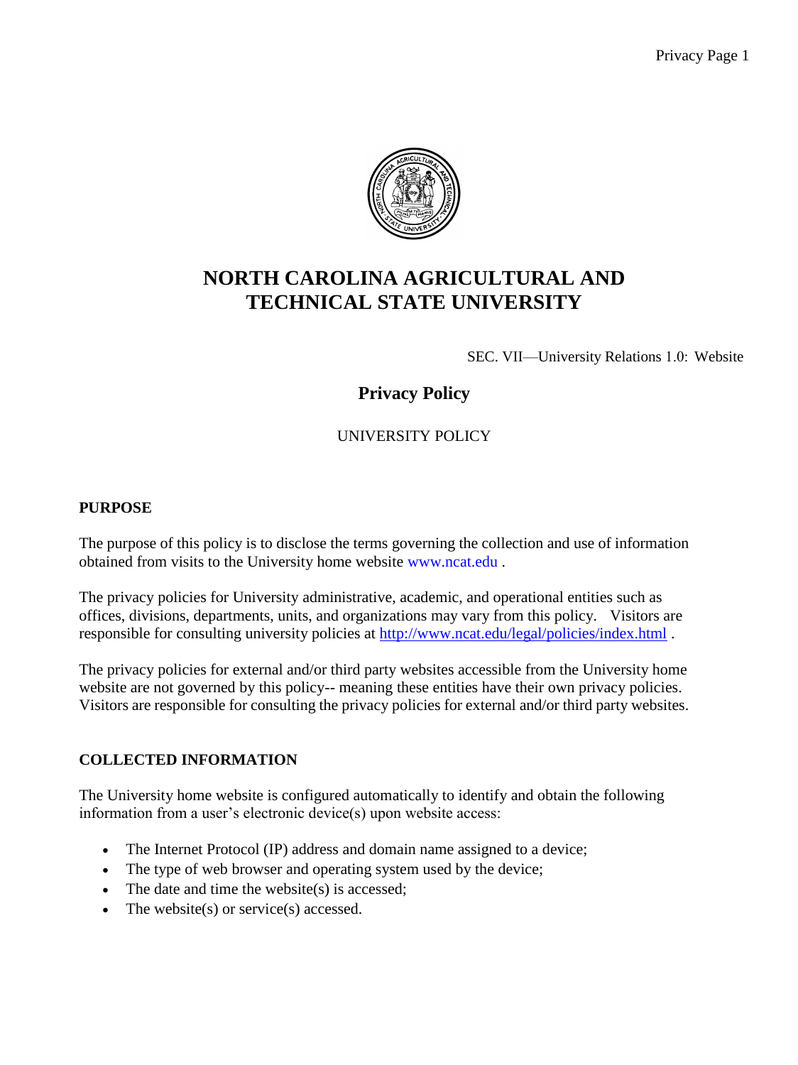# NORTH CAROLINA AGRICULTURAL AND TECHNICAL STATE UNIVERSITY

SEC. VII—University Relations 1.0: Website

## Privacy Policy

UNIVERSITY POLICY

### PURPOSE

The purpose of this policy is to disclose the terms governing the collection and use of information obtained from visits to the University home website www.ncat.edu .

The privacy policies for University administrative, academic, and operational entities such as offices, divisions, departments, units, and organizations may vary from this policy. Visitors are responsible for consulting university policies at http://www.ncat.edu/legal/policies/index.html .

The privacy policies for external and/or third party websites accessible from the University home website are not governed by this policy-- meaning these entities have their own privacy policies. Visitors are responsible for consulting the privacy policies for external and/or third party websites.

### COLLECTED INFORMATION

The University home website is configured automatically to identify and obtain the following information from a user's electronic device(s) upon website access:

- The Internet Protocol (IP) address and domain name assigned to a device;
- The type of web browser and operating system used by the device;
- The date and time the website(s) is accessed;
- The website(s) or service(s) accessed.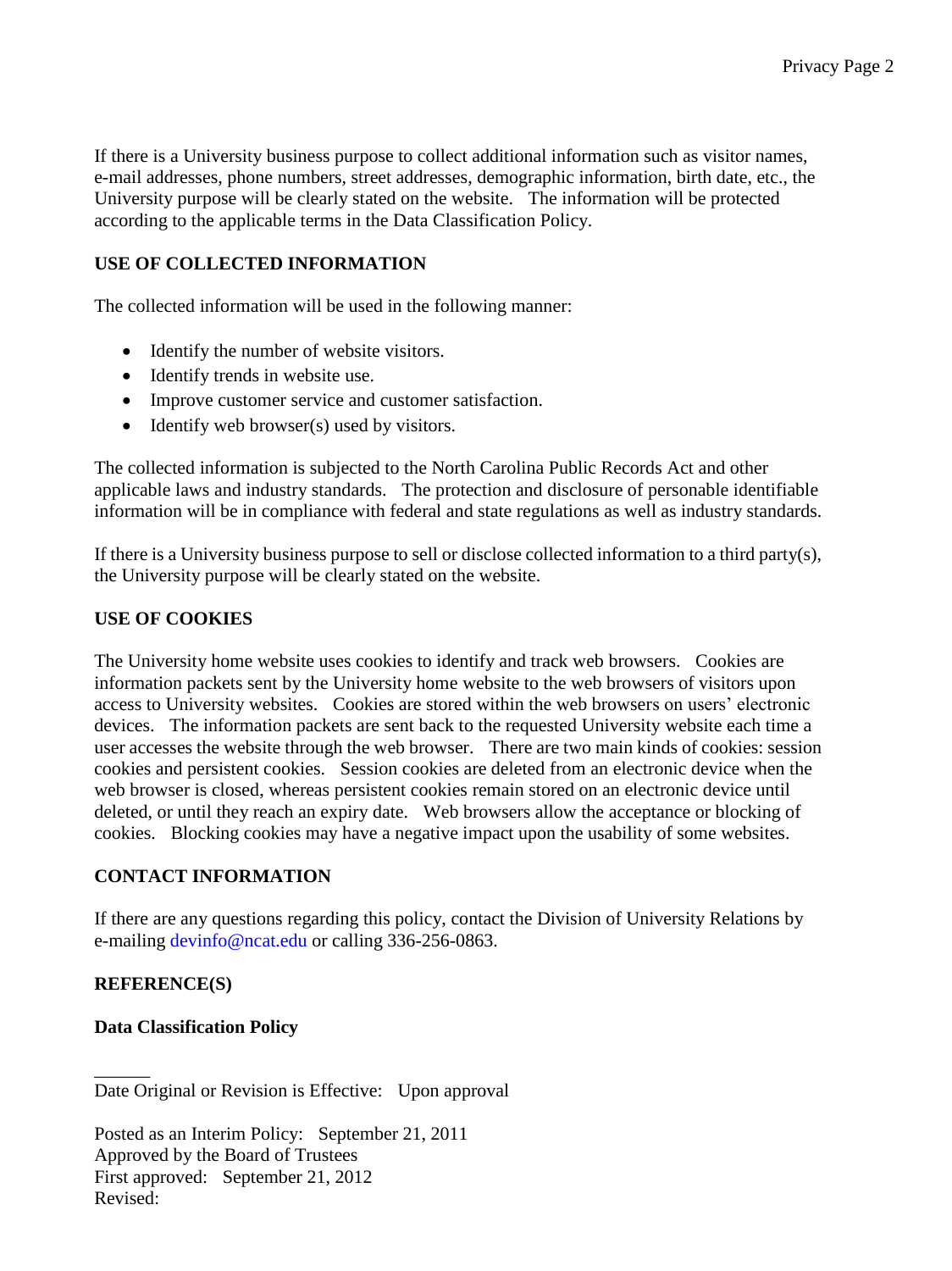If there is a University business purpose to collect additional information such as visitor names, e-mail addresses, phone numbers, street addresses, demographic information, birth date, etc., the University purpose will be clearly stated on the website. The information will be protected according to the applicable terms in the Data Classification Policy.

**USE OF COLLECTED INFORMATION**

The collected information will be used in the following manner:

- Identify the number of website visitors.
- Identify trends in website use.
- Improve customer service and customer satisfaction.
- Identify web browser(s) used by visitors.

The collected information is subjected to the North Carolina Public Records Act and other applicable laws and industry standards. The protection and disclosure of personable identifiable information will be in compliance with federal and state regulations as well as industry standards.

If there is a University business purpose to sell or disclose collected information to a third party(s), the University purpose will be clearly stated on the website.

**USE OF COOKIES**

The University home website uses cookies to identify and track web browsers. Cookies are information packets sent by the University home website to the web browsers of visitors upon access to University websites. Cookies are stored within the web browsers on users' electronic devices. The information packets are sent back to the requested University website each time a user accesses the website through the web browser. There are two main kinds of cookies: session cookies and persistent cookies. Session cookies are deleted from an electronic device when the web browser is closed, whereas persistent cookies remain stored on an electronic device until deleted, or until they reach an expiry date. Web browsers allow the acceptance or blocking of cookies. Blocking cookies may have a negative impact upon the usability of some websites.

**CONTACT INFORMATION**

If there are any questions regarding this policy, contact the Division of University Relations by e-mailing devinfo@ncat.edu or calling 336-256-0863.

**REFERENCE(S)**

**Data Classification Policy**

______

Date Original or Revision is Effective: Upon approval

Posted as an Interim Policy: September 21, 2011
Approved by the Board of Trustees
First approved: September 21, 2012
Revised: